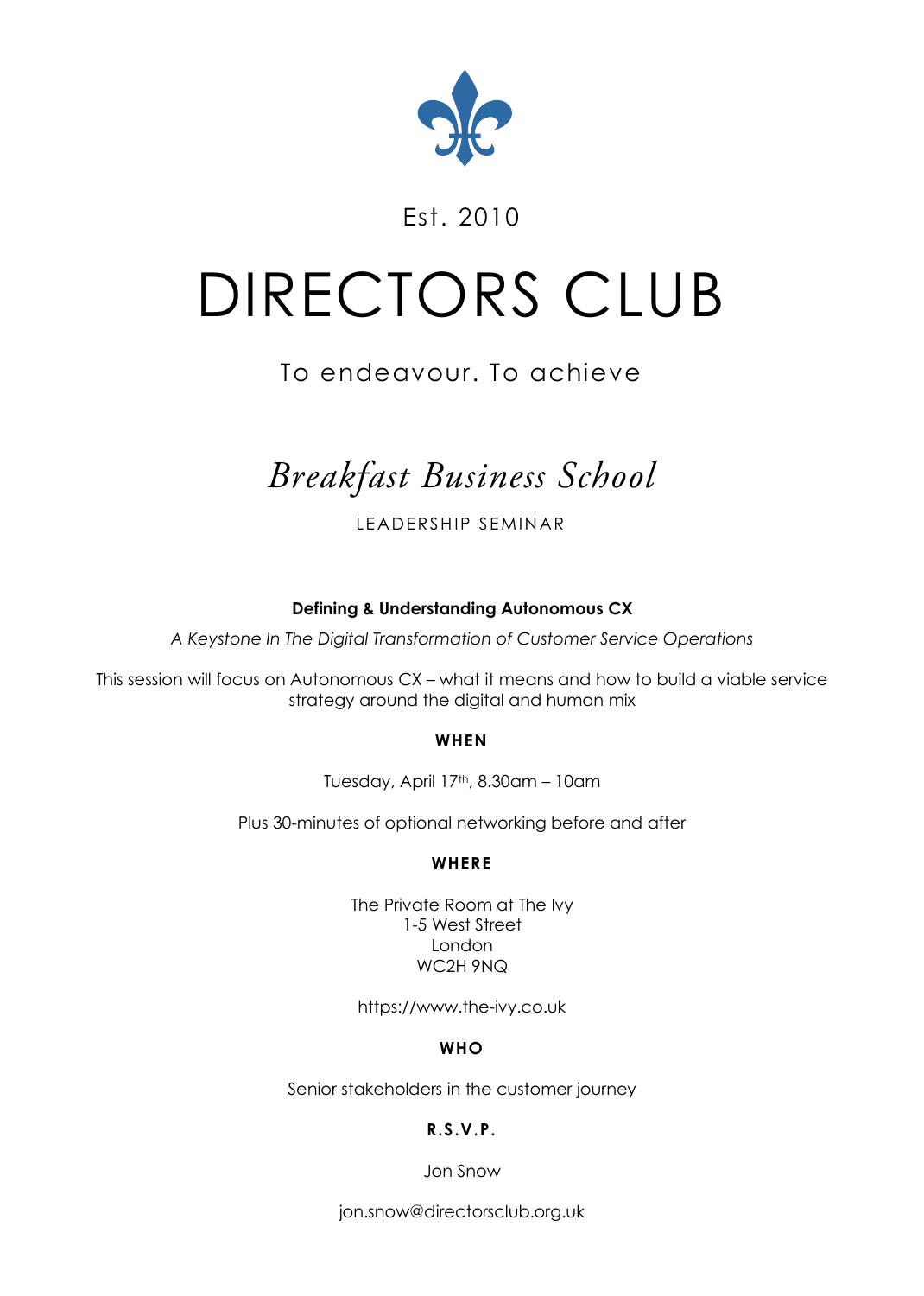Est. 2010

# DIRECTORS CLUB

To endeavour. To achieve

## *Breakfast Business School*

LEADERSHIP SEMINAR

**Defining & Understanding Autonomous CX**

*A Keystone In The Digital Transformation of Customer Service Operations*

This session will focus on Autonomous CX – what it means and how to build a viable service strategy around the digital and human mix

**WHEN**

Tuesday, April 17th, 8.30am – 10am

Plus 30-minutes of optional networking before and after

**WHERE**

The Private Room at The Ivy
1-5 West Street
London
WC2H 9NQ

https://www.the-ivy.co.uk

**WHO**

Senior stakeholders in the customer journey

**R.S.V.P.**

Jon Snow

jon.snow@directorsclub.org.uk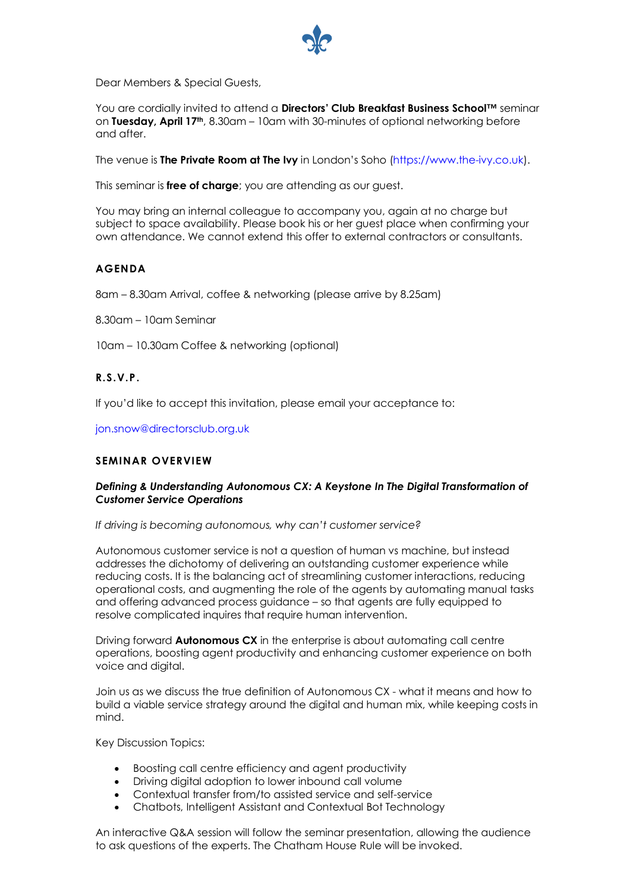Dear Members & Special Guests,

You are cordially invited to attend a **Directors' Club Breakfast Business School™** seminar on **Tuesday, April 17th**, 8.30am – 10am with 30-minutes of optional networking before and after.

The venue is **The Private Room at The Ivy** in London's Soho (https://www.the-ivy.co.uk).

This seminar is **free of charge**; you are attending as our guest.

You may bring an internal colleague to accompany you, again at no charge but subject to space availability. Please book his or her guest place when confirming your own attendance. We cannot extend this offer to external contractors or consultants.

## AGENDA

8am – 8.30am Arrival, coffee & networking (please arrive by 8.25am)

8.30am – 10am Seminar

10am – 10.30am Coffee & networking (optional)

## R.S.V.P.

If you'd like to accept this invitation, please email your acceptance to:

jon.snow@directorsclub.org.uk

## SEMINAR OVERVIEW

***Defining & Understanding Autonomous CX: A Keystone In The Digital Transformation of Customer Service Operations***

*If driving is becoming autonomous, why can't customer service?*

Autonomous customer service is not a question of human vs machine, but instead addresses the dichotomy of delivering an outstanding customer experience while reducing costs. It is the balancing act of streamlining customer interactions, reducing operational costs, and augmenting the role of the agents by automating manual tasks and offering advanced process guidance – so that agents are fully equipped to resolve complicated inquires that require human intervention.

Driving forward **Autonomous CX** in the enterprise is about automating call centre operations, boosting agent productivity and enhancing customer experience on both voice and digital.

Join us as we discuss the true definition of Autonomous CX - what it means and how to build a viable service strategy around the digital and human mix, while keeping costs in mind.

Key Discussion Topics:

- Boosting call centre efficiency and agent productivity
- Driving digital adoption to lower inbound call volume
- Contextual transfer from/to assisted service and self-service
- Chatbots, Intelligent Assistant and Contextual Bot Technology

An interactive Q&A session will follow the seminar presentation, allowing the audience to ask questions of the experts. The Chatham House Rule will be invoked.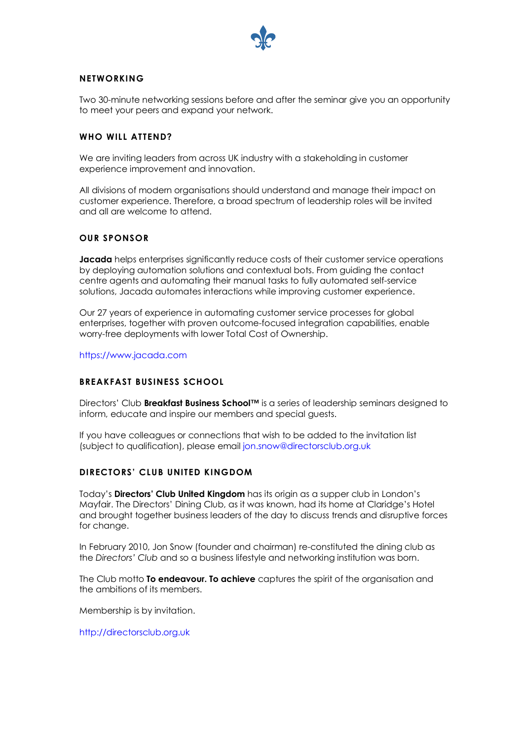## NETWORKING

Two 30-minute networking sessions before and after the seminar give you an opportunity to meet your peers and expand your network.

## WHO WILL ATTEND?

We are inviting leaders from across UK industry with a stakeholding in customer experience improvement and innovation.

All divisions of modern organisations should understand and manage their impact on customer experience. Therefore, a broad spectrum of leadership roles will be invited and all are welcome to attend.

## OUR SPONSOR

**Jacada** helps enterprises significantly reduce costs of their customer service operations by deploying automation solutions and contextual bots. From guiding the contact centre agents and automating their manual tasks to fully automated self-service solutions, Jacada automates interactions while improving customer experience.

Our 27 years of experience in automating customer service processes for global enterprises, together with proven outcome-focused integration capabilities, enable worry-free deployments with lower Total Cost of Ownership.

https://www.jacada.com

## BREAKFAST BUSINESS SCHOOL

Directors' Club **Breakfast Business School™** is a series of leadership seminars designed to inform, educate and inspire our members and special guests.

If you have colleagues or connections that wish to be added to the invitation list (subject to qualification), please email jon.snow@directorsclub.org.uk

## DIRECTORS' CLUB UNITED KINGDOM

Today's **Directors' Club United Kingdom** has its origin as a supper club in London's Mayfair. The Directors' Dining Club, as it was known, had its home at Claridge's Hotel and brought together business leaders of the day to discuss trends and disruptive forces for change.

In February 2010, Jon Snow (founder and chairman) re-constituted the dining club as the *Directors' Club* and so a business lifestyle and networking institution was born.

The Club motto **To endeavour. To achieve** captures the spirit of the organisation and the ambitions of its members.

Membership is by invitation.

http://directorsclub.org.uk